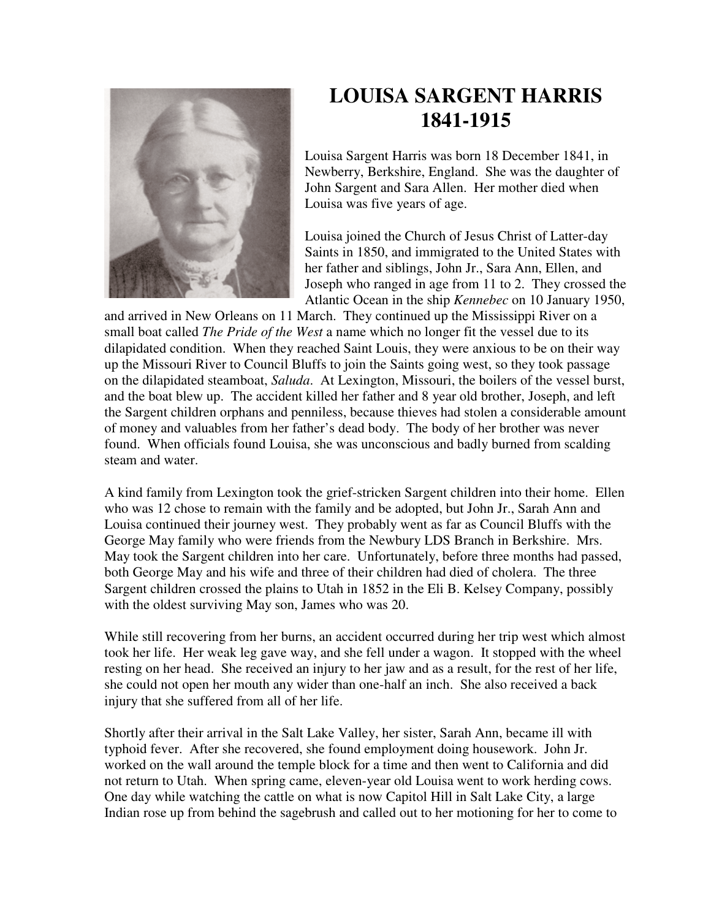# LOUISA SARGENT HARRIS
# 1841-1915

Louisa Sargent Harris was born 18 December 1841, in Newberry, Berkshire, England. She was the daughter of John Sargent and Sara Allen. Her mother died when Louisa was five years of age.

Louisa joined the Church of Jesus Christ of Latter-day Saints in 1850, and immigrated to the United States with her father and siblings, John Jr., Sara Ann, Ellen, and Joseph who ranged in age from 11 to 2. They crossed the Atlantic Ocean in the ship *Kennebec* on 10 January 1950, and arrived in New Orleans on 11 March. They continued up the Mississippi River on a small boat called *The Pride of the West* a name which no longer fit the vessel due to its dilapidated condition. When they reached Saint Louis, they were anxious to be on their way up the Missouri River to Council Bluffs to join the Saints going west, so they took passage on the dilapidated steamboat, *Saluda*. At Lexington, Missouri, the boilers of the vessel burst, and the boat blew up. The accident killed her father and 8 year old brother, Joseph, and left the Sargent children orphans and penniless, because thieves had stolen a considerable amount of money and valuables from her father's dead body. The body of her brother was never found. When officials found Louisa, she was unconscious and badly burned from scalding steam and water.

A kind family from Lexington took the grief-stricken Sargent children into their home. Ellen who was 12 chose to remain with the family and be adopted, but John Jr., Sarah Ann and Louisa continued their journey west. They probably went as far as Council Bluffs with the George May family who were friends from the Newbury LDS Branch in Berkshire. Mrs. May took the Sargent children into her care. Unfortunately, before three months had passed, both George May and his wife and three of their children had died of cholera. The three Sargent children crossed the plains to Utah in 1852 in the Eli B. Kelsey Company, possibly with the oldest surviving May son, James who was 20.

While still recovering from her burns, an accident occurred during her trip west which almost took her life. Her weak leg gave way, and she fell under a wagon. It stopped with the wheel resting on her head. She received an injury to her jaw and as a result, for the rest of her life, she could not open her mouth any wider than one-half an inch. She also received a back injury that she suffered from all of her life.

Shortly after their arrival in the Salt Lake Valley, her sister, Sarah Ann, became ill with typhoid fever. After she recovered, she found employment doing housework. John Jr. worked on the wall around the temple block for a time and then went to California and did not return to Utah. When spring came, eleven-year old Louisa went to work herding cows. One day while watching the cattle on what is now Capitol Hill in Salt Lake City, a large Indian rose up from behind the sagebrush and called out to her motioning for her to come to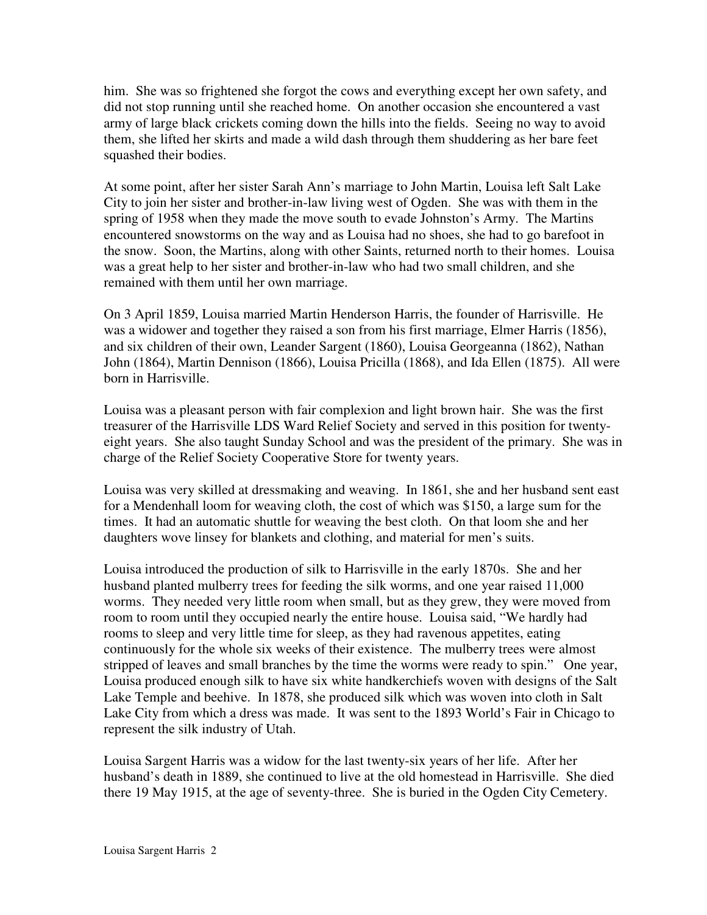him. She was so frightened she forgot the cows and everything except her own safety, and did not stop running until she reached home. On another occasion she encountered a vast army of large black crickets coming down the hills into the fields. Seeing no way to avoid them, she lifted her skirts and made a wild dash through them shuddering as her bare feet squashed their bodies.

At some point, after her sister Sarah Ann's marriage to John Martin, Louisa left Salt Lake City to join her sister and brother-in-law living west of Ogden. She was with them in the spring of 1958 when they made the move south to evade Johnston's Army. The Martins encountered snowstorms on the way and as Louisa had no shoes, she had to go barefoot in the snow. Soon, the Martins, along with other Saints, returned north to their homes. Louisa was a great help to her sister and brother-in-law who had two small children, and she remained with them until her own marriage.

On 3 April 1859, Louisa married Martin Henderson Harris, the founder of Harrisville. He was a widower and together they raised a son from his first marriage, Elmer Harris (1856), and six children of their own, Leander Sargent (1860), Louisa Georgeanna (1862), Nathan John (1864), Martin Dennison (1866), Louisa Pricilla (1868), and Ida Ellen (1875). All were born in Harrisville.

Louisa was a pleasant person with fair complexion and light brown hair. She was the first treasurer of the Harrisville LDS Ward Relief Society and served in this position for twenty-eight years. She also taught Sunday School and was the president of the primary. She was in charge of the Relief Society Cooperative Store for twenty years.

Louisa was very skilled at dressmaking and weaving. In 1861, she and her husband sent east for a Mendenhall loom for weaving cloth, the cost of which was $150, a large sum for the times. It had an automatic shuttle for weaving the best cloth. On that loom she and her daughters wove linsey for blankets and clothing, and material for men's suits.

Louisa introduced the production of silk to Harrisville in the early 1870s. She and her husband planted mulberry trees for feeding the silk worms, and one year raised 11,000 worms. They needed very little room when small, but as they grew, they were moved from room to room until they occupied nearly the entire house. Louisa said, "We hardly had rooms to sleep and very little time for sleep, as they had ravenous appetites, eating continuously for the whole six weeks of their existence. The mulberry trees were almost stripped of leaves and small branches by the time the worms were ready to spin." One year, Louisa produced enough silk to have six white handkerchiefs woven with designs of the Salt Lake Temple and beehive. In 1878, she produced silk which was woven into cloth in Salt Lake City from which a dress was made. It was sent to the 1893 World's Fair in Chicago to represent the silk industry of Utah.

Louisa Sargent Harris was a widow for the last twenty-six years of her life. After her husband's death in 1889, she continued to live at the old homestead in Harrisville. She died there 19 May 1915, at the age of seventy-three. She is buried in the Ogden City Cemetery.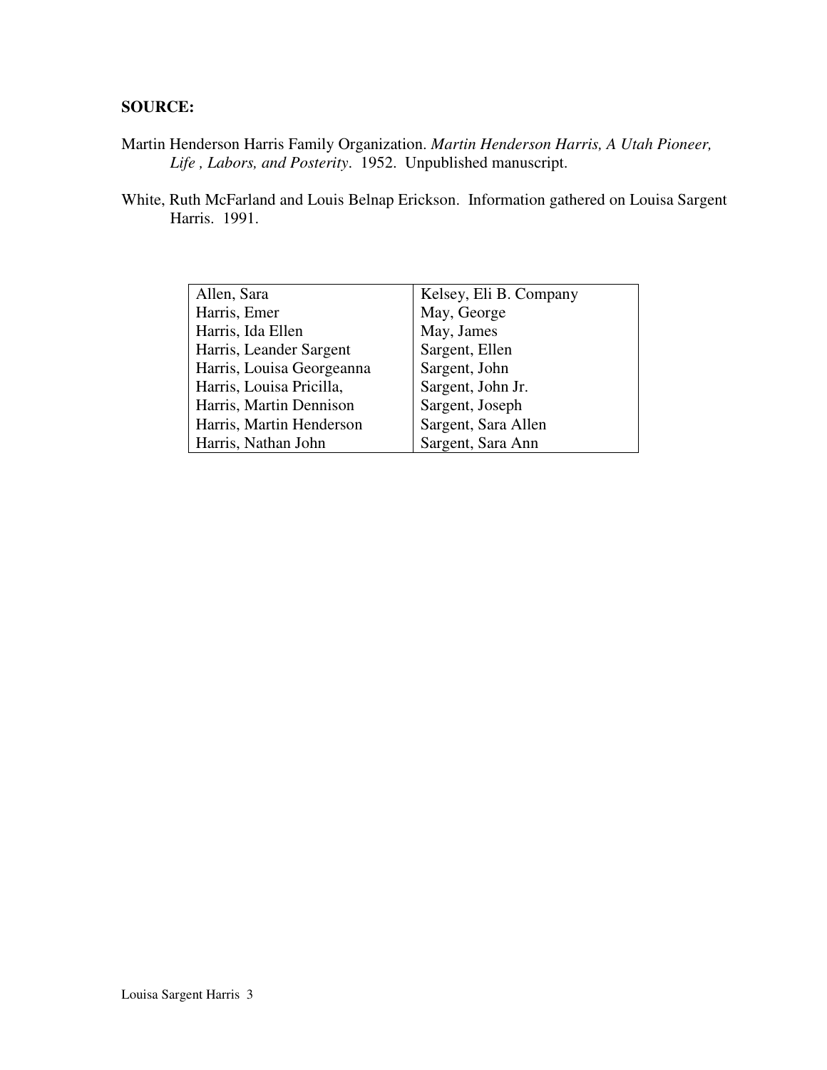**SOURCE:**

Martin Henderson Harris Family Organization. *Martin Henderson Harris, A Utah Pioneer, Life , Labors, and Posterity*. 1952. Unpublished manuscript.

White, Ruth McFarland and Louis Belnap Erickson. Information gathered on Louisa Sargent Harris. 1991.

| | |
|---|---|
| Allen, Sara | Kelsey, Eli B. Company |
| Harris, Emer | May, George |
| Harris, Ida Ellen | May, James |
| Harris, Leander Sargent | Sargent, Ellen |
| Harris, Louisa Georgeanna | Sargent, John |
| Harris, Louisa Pricilla, | Sargent, John Jr. |
| Harris, Martin Dennison | Sargent, Joseph |
| Harris, Martin Henderson | Sargent, Sara Allen |
| Harris, Nathan John | Sargent, Sara Ann |